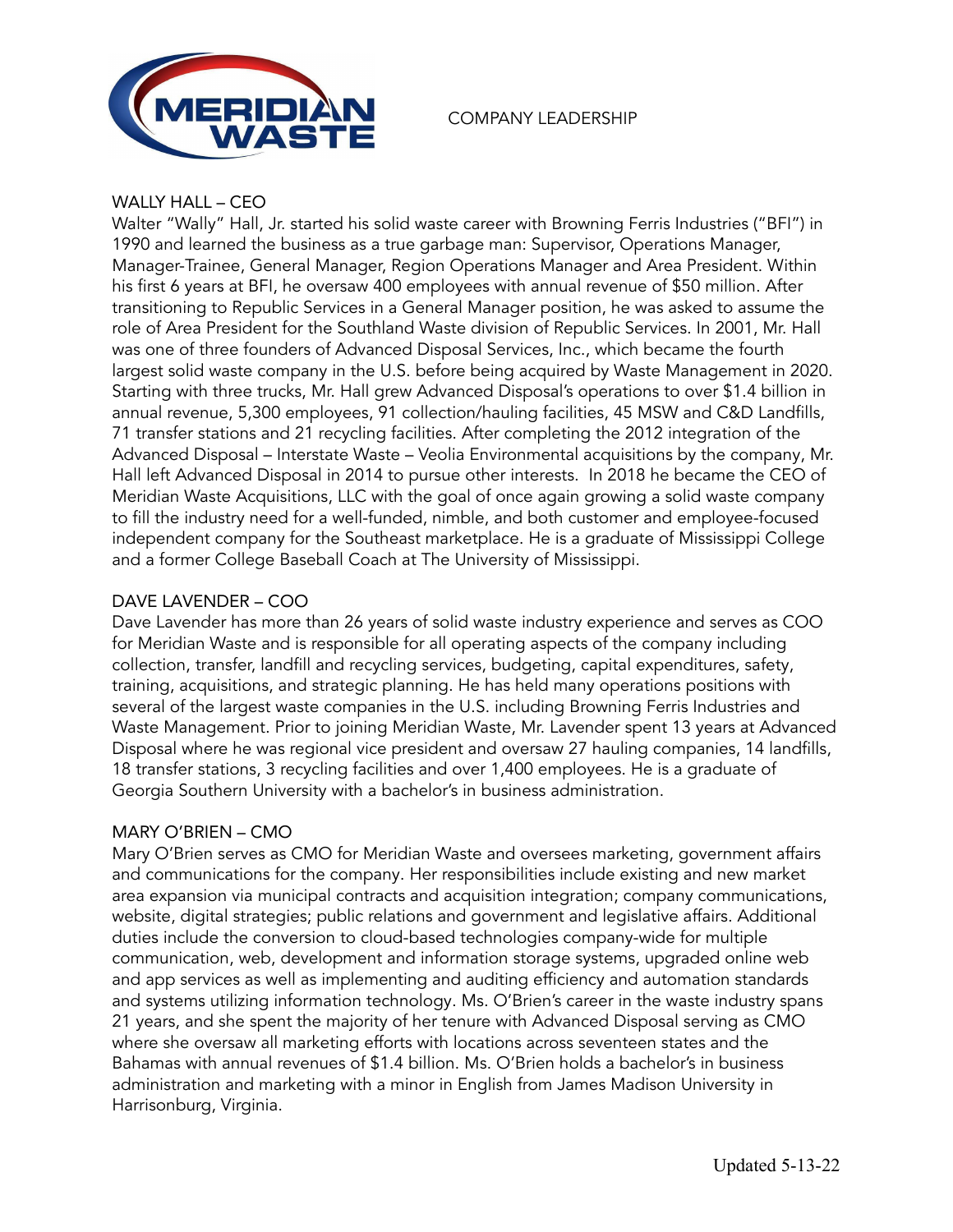# COMPANY LEADERSHIP

## WALLY HALL – CEO

Walter "Wally" Hall, Jr. started his solid waste career with Browning Ferris Industries ("BFI") in 1990 and learned the business as a true garbage man: Supervisor, Operations Manager, Manager-Trainee, General Manager, Region Operations Manager and Area President. Within his first 6 years at BFI, he oversaw 400 employees with annual revenue of $50 million. After transitioning to Republic Services in a General Manager position, he was asked to assume the role of Area President for the Southland Waste division of Republic Services. In 2001, Mr. Hall was one of three founders of Advanced Disposal Services, Inc., which became the fourth largest solid waste company in the U.S. before being acquired by Waste Management in 2020. Starting with three trucks, Mr. Hall grew Advanced Disposal's operations to over $1.4 billion in annual revenue, 5,300 employees, 91 collection/hauling facilities, 45 MSW and C&D Landfills, 71 transfer stations and 21 recycling facilities. After completing the 2012 integration of the Advanced Disposal – Interstate Waste – Veolia Environmental acquisitions by the company, Mr. Hall left Advanced Disposal in 2014 to pursue other interests. In 2018 he became the CEO of Meridian Waste Acquisitions, LLC with the goal of once again growing a solid waste company to fill the industry need for a well-funded, nimble, and both customer and employee-focused independent company for the Southeast marketplace. He is a graduate of Mississippi College and a former College Baseball Coach at The University of Mississippi.

## DAVE LAVENDER – COO

Dave Lavender has more than 26 years of solid waste industry experience and serves as COO for Meridian Waste and is responsible for all operating aspects of the company including collection, transfer, landfill and recycling services, budgeting, capital expenditures, safety, training, acquisitions, and strategic planning. He has held many operations positions with several of the largest waste companies in the U.S. including Browning Ferris Industries and Waste Management. Prior to joining Meridian Waste, Mr. Lavender spent 13 years at Advanced Disposal where he was regional vice president and oversaw 27 hauling companies, 14 landfills, 18 transfer stations, 3 recycling facilities and over 1,400 employees. He is a graduate of Georgia Southern University with a bachelor's in business administration.

## MARY O'BRIEN – CMO

Mary O'Brien serves as CMO for Meridian Waste and oversees marketing, government affairs and communications for the company. Her responsibilities include existing and new market area expansion via municipal contracts and acquisition integration; company communications, website, digital strategies; public relations and government and legislative affairs. Additional duties include the conversion to cloud-based technologies company-wide for multiple communication, web, development and information storage systems, upgraded online web and app services as well as implementing and auditing efficiency and automation standards and systems utilizing information technology. Ms. O'Brien's career in the waste industry spans 21 years, and she spent the majority of her tenure with Advanced Disposal serving as CMO where she oversaw all marketing efforts with locations across seventeen states and the Bahamas with annual revenues of $1.4 billion. Ms. O'Brien holds a bachelor's in business administration and marketing with a minor in English from James Madison University in Harrisonburg, Virginia.

Updated 5-13-22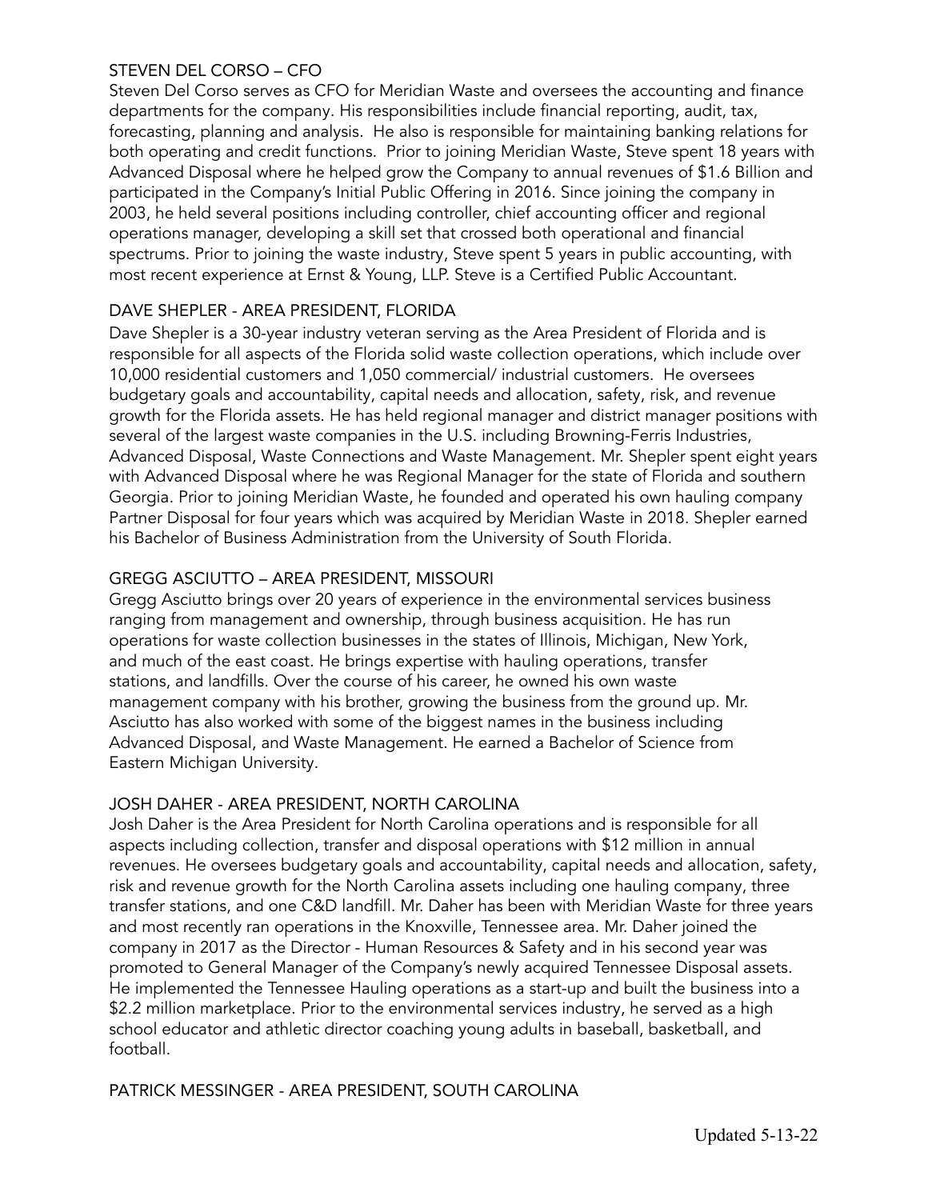### STEVEN DEL CORSO – CFO

Steven Del Corso serves as CFO for Meridian Waste and oversees the accounting and finance departments for the company. His responsibilities include financial reporting, audit, tax, forecasting, planning and analysis. He also is responsible for maintaining banking relations for both operating and credit functions. Prior to joining Meridian Waste, Steve spent 18 years with Advanced Disposal where he helped grow the Company to annual revenues of $1.6 Billion and participated in the Company's Initial Public Offering in 2016. Since joining the company in 2003, he held several positions including controller, chief accounting officer and regional operations manager, developing a skill set that crossed both operational and financial spectrums. Prior to joining the waste industry, Steve spent 5 years in public accounting, with most recent experience at Ernst & Young, LLP. Steve is a Certified Public Accountant.

### DAVE SHEPLER - AREA PRESIDENT, FLORIDA

Dave Shepler is a 30-year industry veteran serving as the Area President of Florida and is responsible for all aspects of the Florida solid waste collection operations, which include over 10,000 residential customers and 1,050 commercial/ industrial customers. He oversees budgetary goals and accountability, capital needs and allocation, safety, risk, and revenue growth for the Florida assets. He has held regional manager and district manager positions with several of the largest waste companies in the U.S. including Browning-Ferris Industries, Advanced Disposal, Waste Connections and Waste Management. Mr. Shepler spent eight years with Advanced Disposal where he was Regional Manager for the state of Florida and southern Georgia. Prior to joining Meridian Waste, he founded and operated his own hauling company Partner Disposal for four years which was acquired by Meridian Waste in 2018. Shepler earned his Bachelor of Business Administration from the University of South Florida.

### GREGG ASCIUTTO – AREA PRESIDENT, MISSOURI

Gregg Asciutto brings over 20 years of experience in the environmental services business ranging from management and ownership, through business acquisition. He has run operations for waste collection businesses in the states of Illinois, Michigan, New York, and much of the east coast. He brings expertise with hauling operations, transfer stations, and landfills. Over the course of his career, he owned his own waste management company with his brother, growing the business from the ground up. Mr. Asciutto has also worked with some of the biggest names in the business including Advanced Disposal, and Waste Management. He earned a Bachelor of Science from Eastern Michigan University.

### JOSH DAHER - AREA PRESIDENT, NORTH CAROLINA

Josh Daher is the Area President for North Carolina operations and is responsible for all aspects including collection, transfer and disposal operations with $12 million in annual revenues. He oversees budgetary goals and accountability, capital needs and allocation, safety, risk and revenue growth for the North Carolina assets including one hauling company, three transfer stations, and one C&D landfill. Mr. Daher has been with Meridian Waste for three years and most recently ran operations in the Knoxville, Tennessee area. Mr. Daher joined the company in 2017 as the Director - Human Resources & Safety and in his second year was promoted to General Manager of the Company's newly acquired Tennessee Disposal assets. He implemented the Tennessee Hauling operations as a start-up and built the business into a $2.2 million marketplace. Prior to the environmental services industry, he served as a high school educator and athletic director coaching young adults in baseball, basketball, and football.

### PATRICK MESSINGER - AREA PRESIDENT, SOUTH CAROLINA

Updated 5-13-22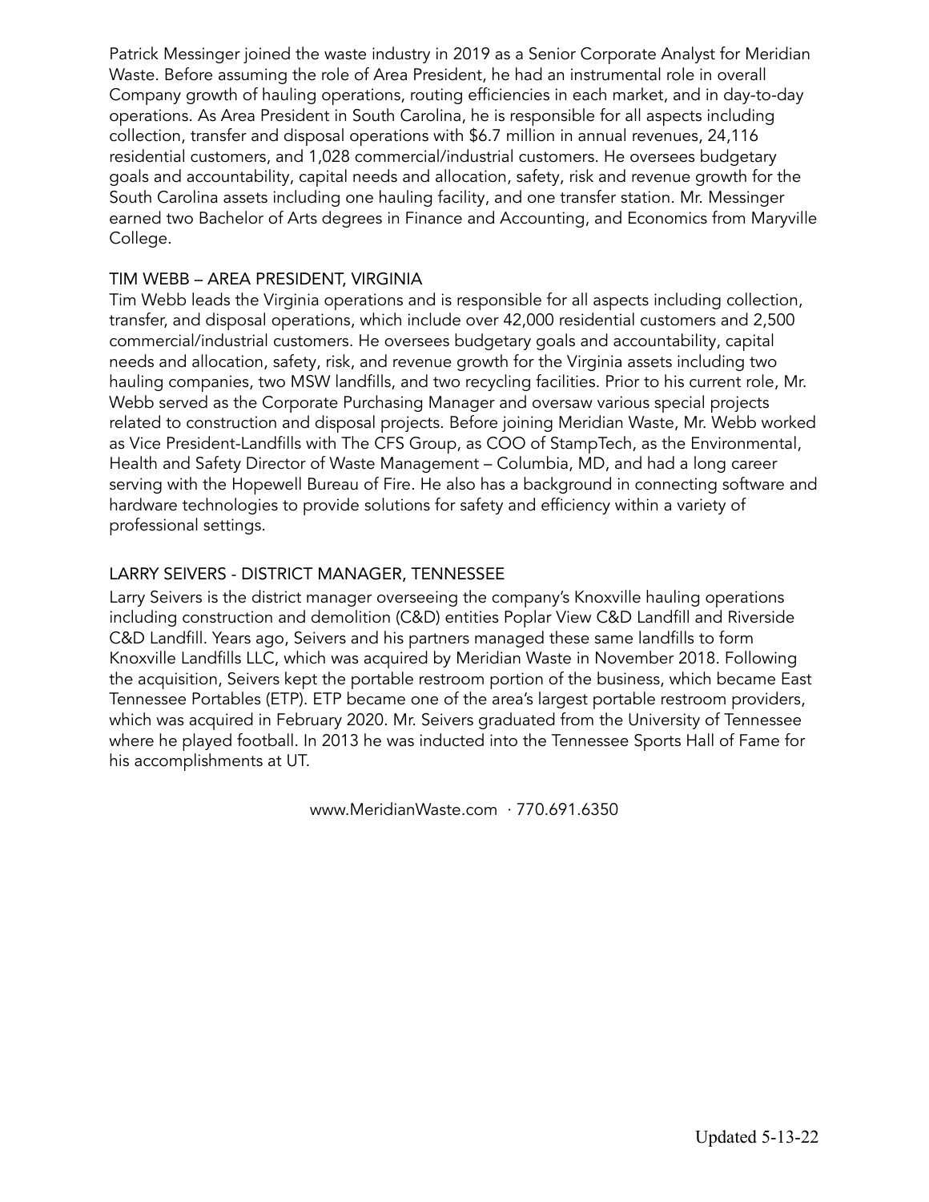Patrick Messinger joined the waste industry in 2019 as a Senior Corporate Analyst for Meridian Waste. Before assuming the role of Area President, he had an instrumental role in overall Company growth of hauling operations, routing efficiencies in each market, and in day-to-day operations. As Area President in South Carolina, he is responsible for all aspects including collection, transfer and disposal operations with $6.7 million in annual revenues, 24,116 residential customers, and 1,028 commercial/industrial customers. He oversees budgetary goals and accountability, capital needs and allocation, safety, risk and revenue growth for the South Carolina assets including one hauling facility, and one transfer station. Mr. Messinger earned two Bachelor of Arts degrees in Finance and Accounting, and Economics from Maryville College.

### TIM WEBB – AREA PRESIDENT, VIRGINIA

Tim Webb leads the Virginia operations and is responsible for all aspects including collection, transfer, and disposal operations, which include over 42,000 residential customers and 2,500 commercial/industrial customers. He oversees budgetary goals and accountability, capital needs and allocation, safety, risk, and revenue growth for the Virginia assets including two hauling companies, two MSW landfills, and two recycling facilities. Prior to his current role, Mr. Webb served as the Corporate Purchasing Manager and oversaw various special projects related to construction and disposal projects. Before joining Meridian Waste, Mr. Webb worked as Vice President-Landfills with The CFS Group, as COO of StampTech, as the Environmental, Health and Safety Director of Waste Management – Columbia, MD, and had a long career serving with the Hopewell Bureau of Fire. He also has a background in connecting software and hardware technologies to provide solutions for safety and efficiency within a variety of professional settings.

### LARRY SEIVERS - DISTRICT MANAGER, TENNESSEE

Larry Seivers is the district manager overseeing the company's Knoxville hauling operations including construction and demolition (C&D) entities Poplar View C&D Landfill and Riverside C&D Landfill. Years ago, Seivers and his partners managed these same landfills to form Knoxville Landfills LLC, which was acquired by Meridian Waste in November 2018. Following the acquisition, Seivers kept the portable restroom portion of the business, which became East Tennessee Portables (ETP). ETP became one of the area's largest portable restroom providers, which was acquired in February 2020. Mr. Seivers graduated from the University of Tennessee where he played football. In 2013 he was inducted into the Tennessee Sports Hall of Fame for his accomplishments at UT.

www.MeridianWaste.com · 770.691.6350

Updated 5-13-22